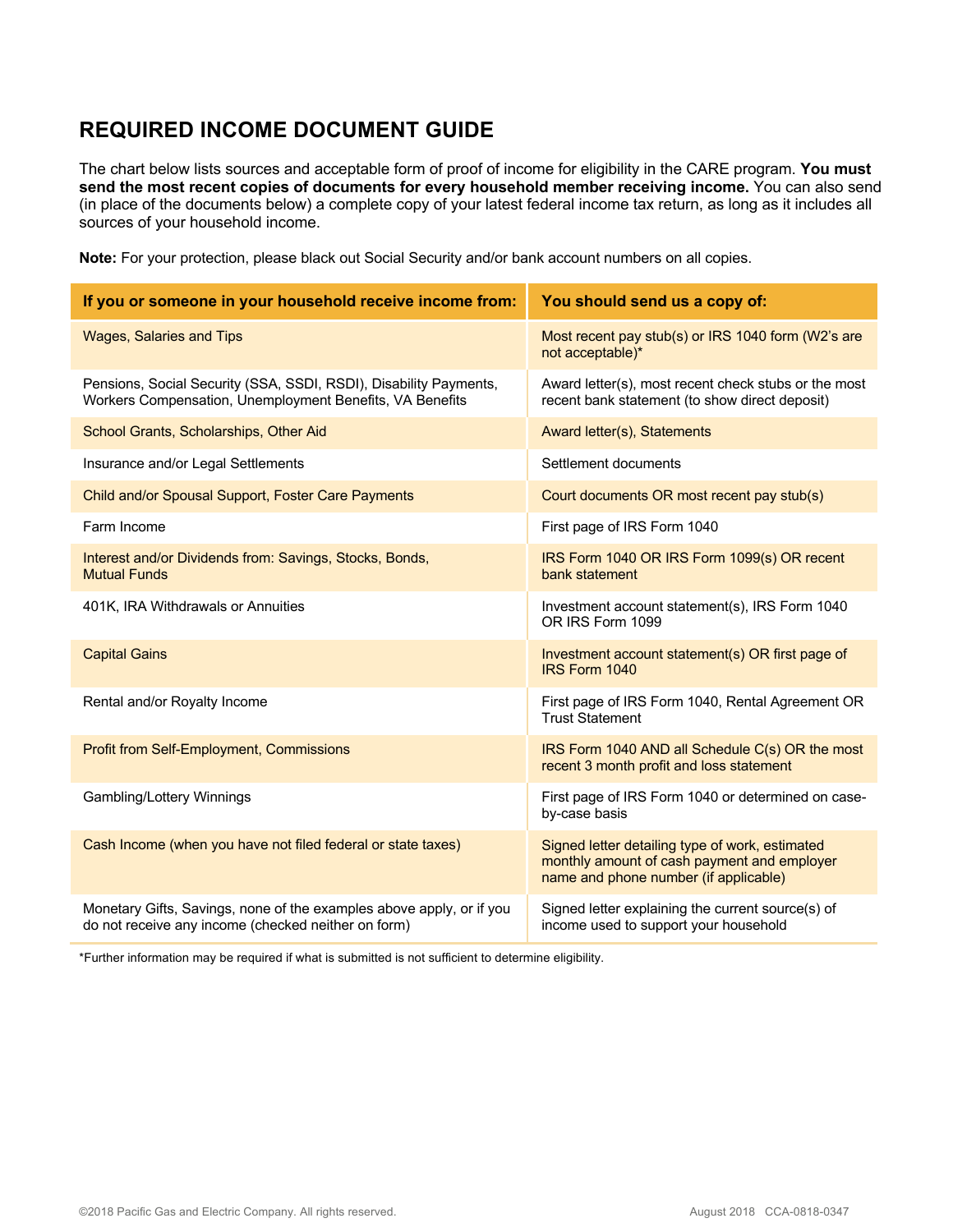# REQUIRED INCOME DOCUMENT GUIDE

The chart below lists sources and acceptable form of proof of income for eligibility in the CARE program. **You must send the most recent copies of documents for every household member receiving income.** You can also send (in place of the documents below) a complete copy of your latest federal income tax return, as long as it includes all sources of your household income.

**Note:** For your protection, please black out Social Security and/or bank account numbers on all copies.

| If you or someone in your household receive income from: | You should send us a copy of: |
|---|---|
| Wages, Salaries and Tips | Most recent pay stub(s) or IRS 1040 form (W2's are not acceptable)* |
| Pensions, Social Security (SSA, SSDI, RSDI), Disability Payments, Workers Compensation, Unemployment Benefits, VA Benefits | Award letter(s), most recent check stubs or the most recent bank statement (to show direct deposit) |
| School Grants, Scholarships, Other Aid | Award letter(s), Statements |
| Insurance and/or Legal Settlements | Settlement documents |
| Child and/or Spousal Support, Foster Care Payments | Court documents OR most recent pay stub(s) |
| Farm Income | First page of IRS Form 1040 |
| Interest and/or Dividends from: Savings, Stocks, Bonds, Mutual Funds | IRS Form 1040 OR IRS Form 1099(s) OR recent bank statement |
| 401K, IRA Withdrawals or Annuities | Investment account statement(s), IRS Form 1040 OR IRS Form 1099 |
| Capital Gains | Investment account statement(s) OR first page of IRS Form 1040 |
| Rental and/or Royalty Income | First page of IRS Form 1040, Rental Agreement OR Trust Statement |
| Profit from Self-Employment, Commissions | IRS Form 1040 AND all Schedule C(s) OR the most recent 3 month profit and loss statement |
| Gambling/Lottery Winnings | First page of IRS Form 1040 or determined on case-by-case basis |
| Cash Income (when you have not filed federal or state taxes) | Signed letter detailing type of work, estimated monthly amount of cash payment and employer name and phone number (if applicable) |
| Monetary Gifts, Savings, none of the examples above apply, or if you do not receive any income (checked neither on form) | Signed letter explaining the current source(s) of income used to support your household |

*Further information may be required if what is submitted is not sufficient to determine eligibility.

©2018 Pacific Gas and Electric Company. All rights reserved. August 2018 CCA-0818-0347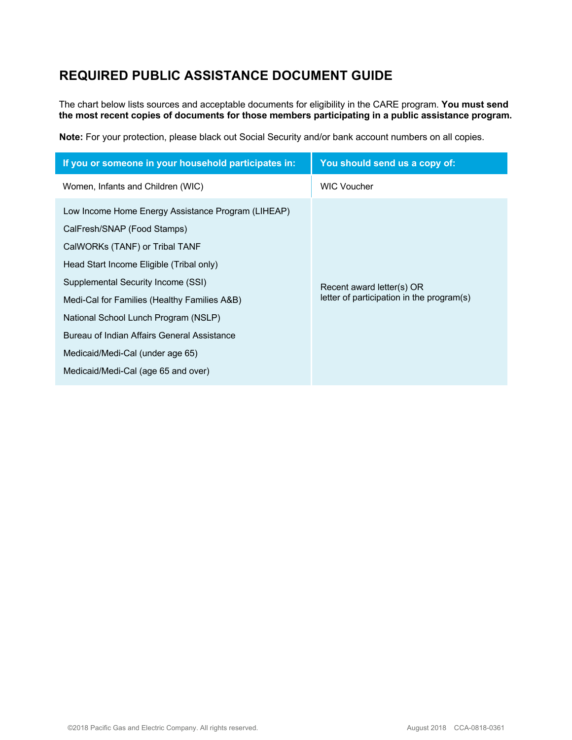## REQUIRED PUBLIC ASSISTANCE DOCUMENT GUIDE

The chart below lists sources and acceptable documents for eligibility in the CARE program. **You must send the most recent copies of documents for those members participating in a public assistance program.**

**Note:** For your protection, please black out Social Security and/or bank account numbers on all copies.

| If you or someone in your household participates in: | You should send us a copy of: |
| --- | --- |
| Women, Infants and Children (WIC) | WIC Voucher |
| Low Income Home Energy Assistance Program (LIHEAP)<br>CalFresh/SNAP (Food Stamps)<br>CalWORKs (TANF) or Tribal TANF<br>Head Start Income Eligible (Tribal only)<br>Supplemental Security Income (SSI)<br>Medi-Cal for Families (Healthy Families A&B)<br>National School Lunch Program (NSLP)<br>Bureau of Indian Affairs General Assistance<br>Medicaid/Medi-Cal (under age 65)<br>Medicaid/Medi-Cal (age 65 and over) | Recent award letter(s) OR<br>letter of participation in the program(s) |

©2018 Pacific Gas and Electric Company. All rights reserved. August 2018 CCA-0818-0361